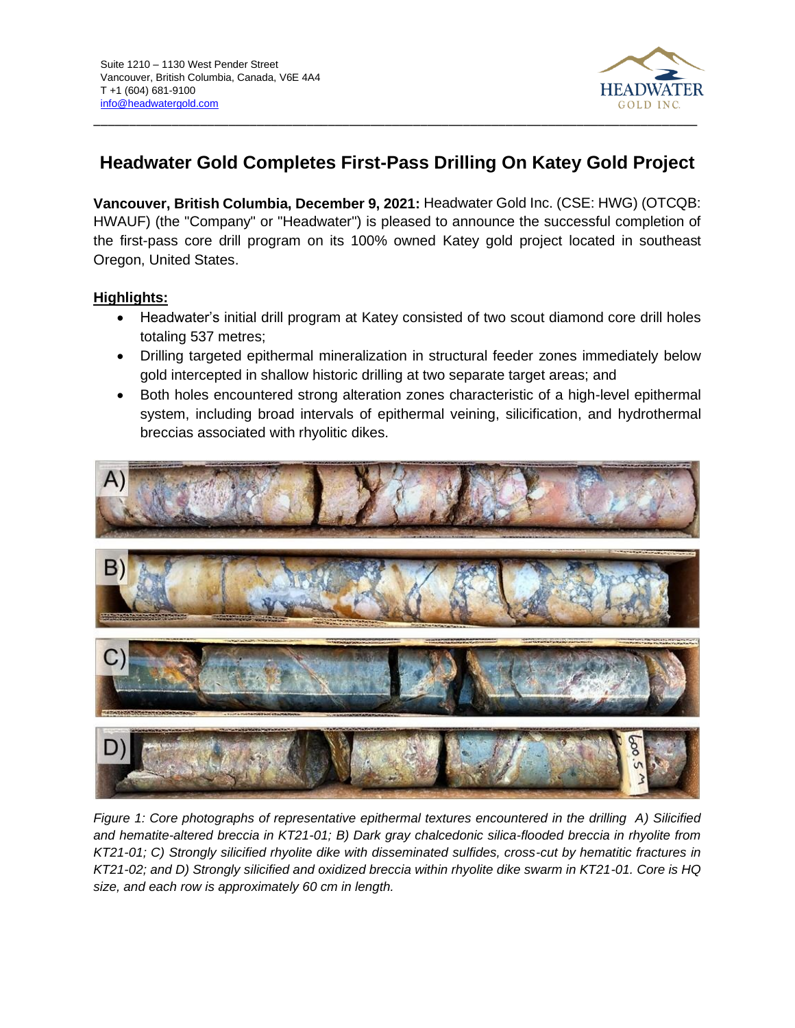Suite 1210 – 1130 West Pender Street
Vancouver, British Columbia, Canada, V6E 4A4
T +1 (604) 681-9100
info@headwatergold.com

# Headwater Gold Completes First-Pass Drilling On Katey Gold Project

**Vancouver, British Columbia, December 9, 2021:** Headwater Gold Inc. (CSE: HWG) (OTCQB: HWAUF) (the "Company" or "Headwater") is pleased to announce the successful completion of the first-pass core drill program on its 100% owned Katey gold project located in southeast Oregon, United States.

## Highlights:

- Headwater's initial drill program at Katey consisted of two scout diamond core drill holes totaling 537 metres;
- Drilling targeted epithermal mineralization in structural feeder zones immediately below gold intercepted in shallow historic drilling at two separate target areas; and
- Both holes encountered strong alteration zones characteristic of a high-level epithermal system, including broad intervals of epithermal veining, silicification, and hydrothermal breccias associated with rhyolitic dikes.

*Figure 1: Core photographs of representative epithermal textures encountered in the drilling A) Silicified and hematite-altered breccia in KT21-01; B) Dark gray chalcedonic silica-flooded breccia in rhyolite from KT21-01; C) Strongly silicified rhyolite dike with disseminated sulfides, cross-cut by hematitic fractures in KT21-02; and D) Strongly silicified and oxidized breccia within rhyolite dike swarm in KT21-01. Core is HQ size, and each row is approximately 60 cm in length.*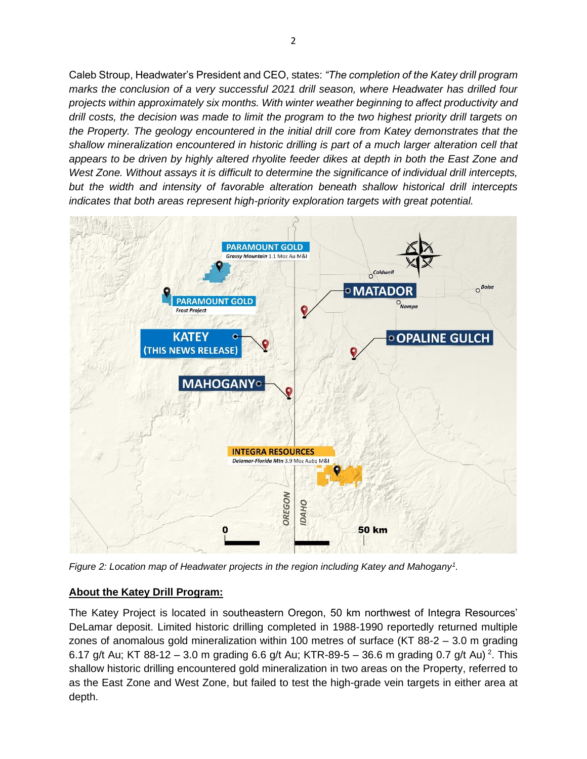Caleb Stroup, Headwater's President and CEO, states: *"The completion of the Katey drill program marks the conclusion of a very successful 2021 drill season, where Headwater has drilled four projects within approximately six months. With winter weather beginning to affect productivity and drill costs, the decision was made to limit the program to the two highest priority drill targets on the Property. The geology encountered in the initial drill core from Katey demonstrates that the shallow mineralization encountered in historic drilling is part of a much larger alteration cell that appears to be driven by highly altered rhyolite feeder dikes at depth in both the East Zone and West Zone. Without assays it is difficult to determine the significance of individual drill intercepts, but the width and intensity of favorable alteration beneath shallow historical drill intercepts indicates that both areas represent high-priority exploration targets with great potential.*

*Figure 2: Location map of Headwater projects in the region including Katey and Mahogany[1].*

**About the Katey Drill Program:**

The Katey Project is located in southeastern Oregon, 50 km northwest of Integra Resources' DeLamar deposit. Limited historic drilling completed in 1988-1990 reportedly returned multiple zones of anomalous gold mineralization within 100 metres of surface (KT 88-2 – 3.0 m grading 6.17 g/t Au; KT 88-12 – 3.0 m grading 6.6 g/t Au; KTR-89-5 – 36.6 m grading 0.7 g/t Au) [2]. This shallow historic drilling encountered gold mineralization in two areas on the Property, referred to as the East Zone and West Zone, but failed to test the high-grade vein targets in either area at depth.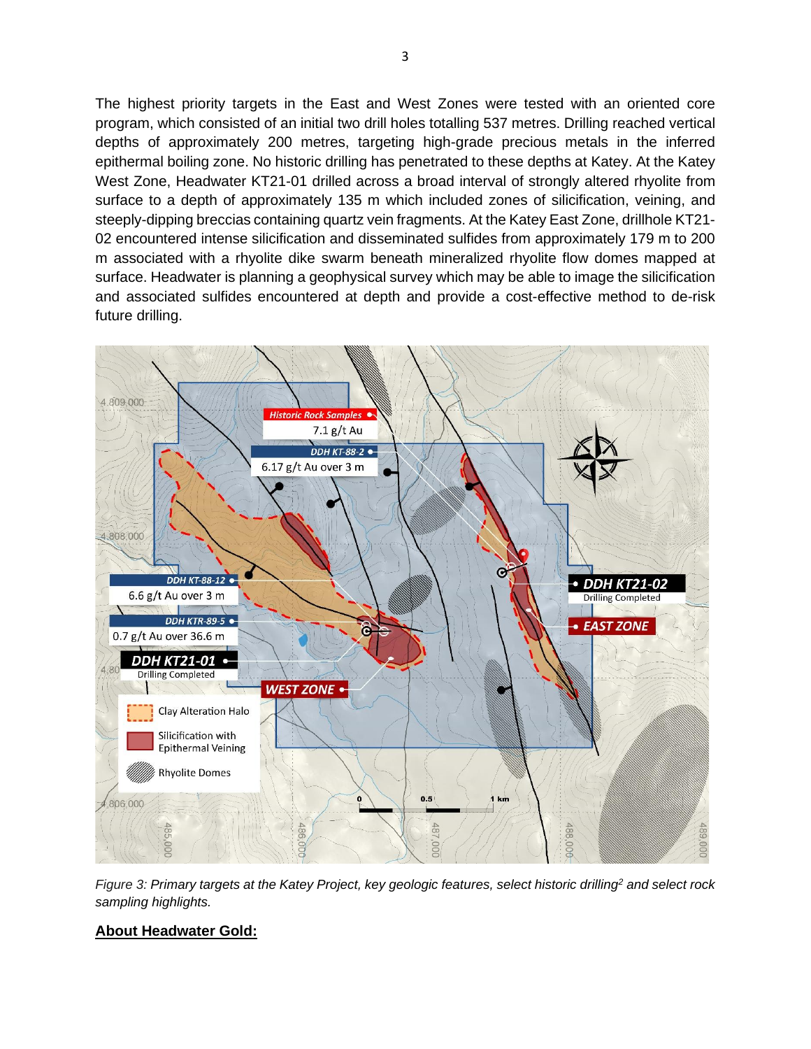The highest priority targets in the East and West Zones were tested with an oriented core program, which consisted of an initial two drill holes totalling 537 metres. Drilling reached vertical depths of approximately 200 metres, targeting high-grade precious metals in the inferred epithermal boiling zone. No historic drilling has penetrated to these depths at Katey. At the Katey West Zone, Headwater KT21-01 drilled across a broad interval of strongly altered rhyolite from surface to a depth of approximately 135 m which included zones of silicification, veining, and steeply-dipping breccias containing quartz vein fragments. At the Katey East Zone, drillhole KT21-02 encountered intense silicification and disseminated sulfides from approximately 179 to 200 m associated with a rhyolite dike swarm beneath mineralized rhyolite flow domes mapped at surface. Headwater is planning a geophysical survey which may be able to image the silicification and associated sulfides encountered at depth and provide a cost-effective method to de-risk future drilling.

*Figure 3: Primary targets at the Katey Project, key geologic features, select historic drilling[2] and select rock sampling highlights.*

## About Headwater Gold: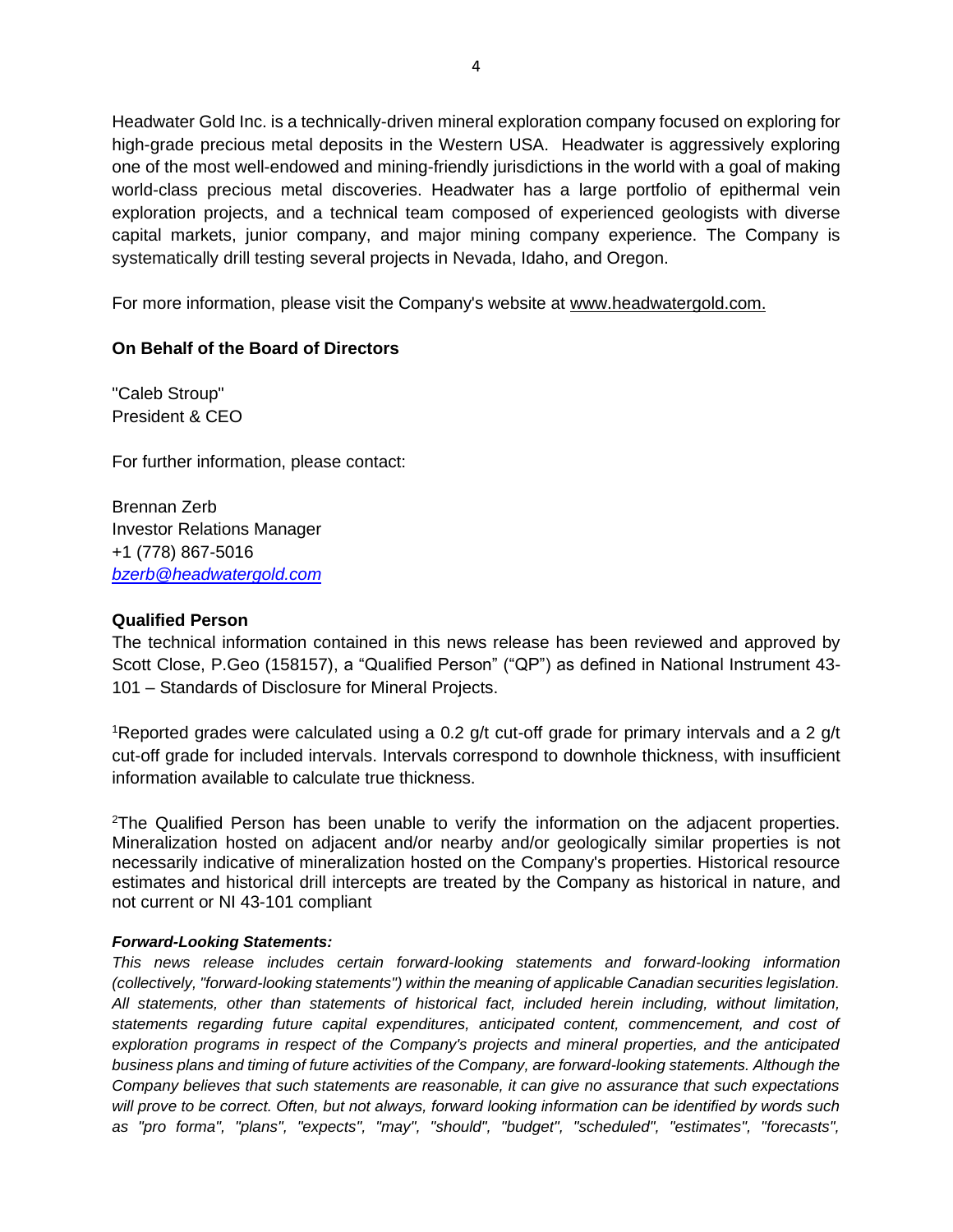Headwater Gold Inc. is a technically-driven mineral exploration company focused on exploring for high-grade precious metal deposits in the Western USA. Headwater is aggressively exploring one of the most well-endowed and mining-friendly jurisdictions in the world with a goal of making world-class precious metal discoveries. Headwater has a large portfolio of epithermal vein exploration projects, and a technical team composed of experienced geologists with diverse capital markets, junior company, and major mining company experience. The Company is systematically drill testing several projects in Nevada, Idaho, and Oregon.

For more information, please visit the Company's website at www.headwatergold.com.

**On Behalf of the Board of Directors**

"Caleb Stroup"
President & CEO

For further information, please contact:

Brennan Zerb
Investor Relations Manager
+1 (778) 867-5016
*bzerb@headwatergold.com*

**Qualified Person**

The technical information contained in this news release has been reviewed and approved by Scott Close, P.Geo (158157), a "Qualified Person" ("QP") as defined in National Instrument 43-101 – Standards of Disclosure for Mineral Projects.

[1]Reported grades were calculated using a 0.2 g/t cut-off grade for primary intervals and a 2 g/t cut-off grade for included intervals. Intervals correspond to downhole thickness, with insufficient information available to calculate true thickness.

[2]The Qualified Person has been unable to verify the information on the adjacent properties. Mineralization hosted on adjacent and/or nearby and/or geologically similar properties is not necessarily indicative of mineralization hosted on the Company's properties. Historical resource estimates and historical drill intercepts are treated by the Company as historical in nature, and not current or NI 43-101 compliant

***Forward-Looking Statements:***

*This news release includes certain forward-looking statements and forward-looking information (collectively, "forward-looking statements") within the meaning of applicable Canadian securities legislation. All statements, other than statements of historical fact, included herein including, without limitation, statements regarding future capital expenditures, anticipated content, commencement, and cost of exploration programs in respect of the Company's projects and mineral properties, and the anticipated business plans and timing of future activities of the Company, are forward-looking statements. Although the Company believes that such statements are reasonable, it can give no assurance that such expectations will prove to be correct. Often, but not always, forward looking information can be identified by words such as "pro forma", "plans", "expects", "may", "should", "budget", "scheduled", "estimates", "forecasts",*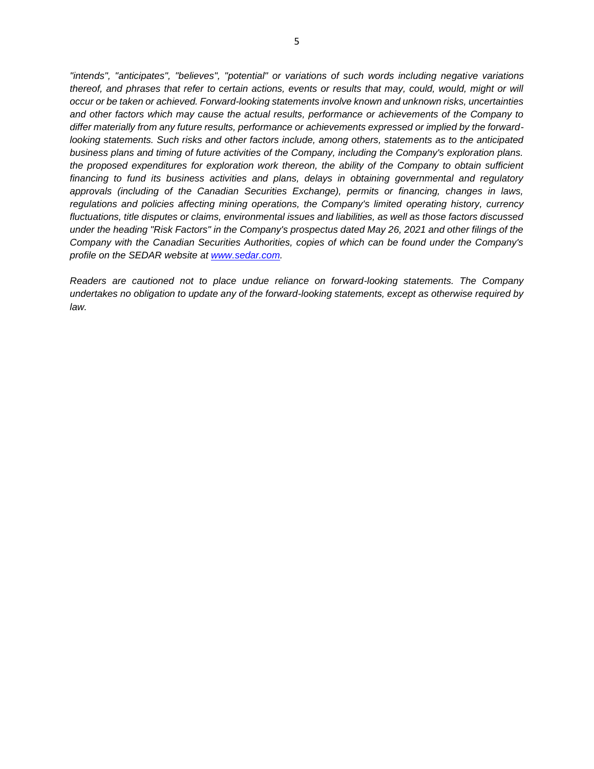*"intends", "anticipates", "believes", "potential" or variations of such words including negative variations thereof, and phrases that refer to certain actions, events or results that may, could, would, might or will occur or be taken or achieved. Forward-looking statements involve known and unknown risks, uncertainties and other factors which may cause the actual results, performance or achievements of the Company to differ materially from any future results, performance or achievements expressed or implied by the forward-looking statements. Such risks and other factors include, among others, statements as to the anticipated business plans and timing of future activities of the Company, including the Company's exploration plans. the proposed expenditures for exploration work thereon, the ability of the Company to obtain sufficient financing to fund its business activities and plans, delays in obtaining governmental and regulatory approvals (including of the Canadian Securities Exchange), permits or financing, changes in laws, regulations and policies affecting mining operations, the Company's limited operating history, currency fluctuations, title disputes or claims, environmental issues and liabilities, as well as those factors discussed under the heading "Risk Factors" in the Company's prospectus dated May 26, 2021 and other filings of the Company with the Canadian Securities Authorities, copies of which can be found under the Company's profile on the SEDAR website at [www.sedar.com](http://www.sedar.com).*

*Readers are cautioned not to place undue reliance on forward-looking statements. The Company undertakes no obligation to update any of the forward-looking statements, except as otherwise required by law.*